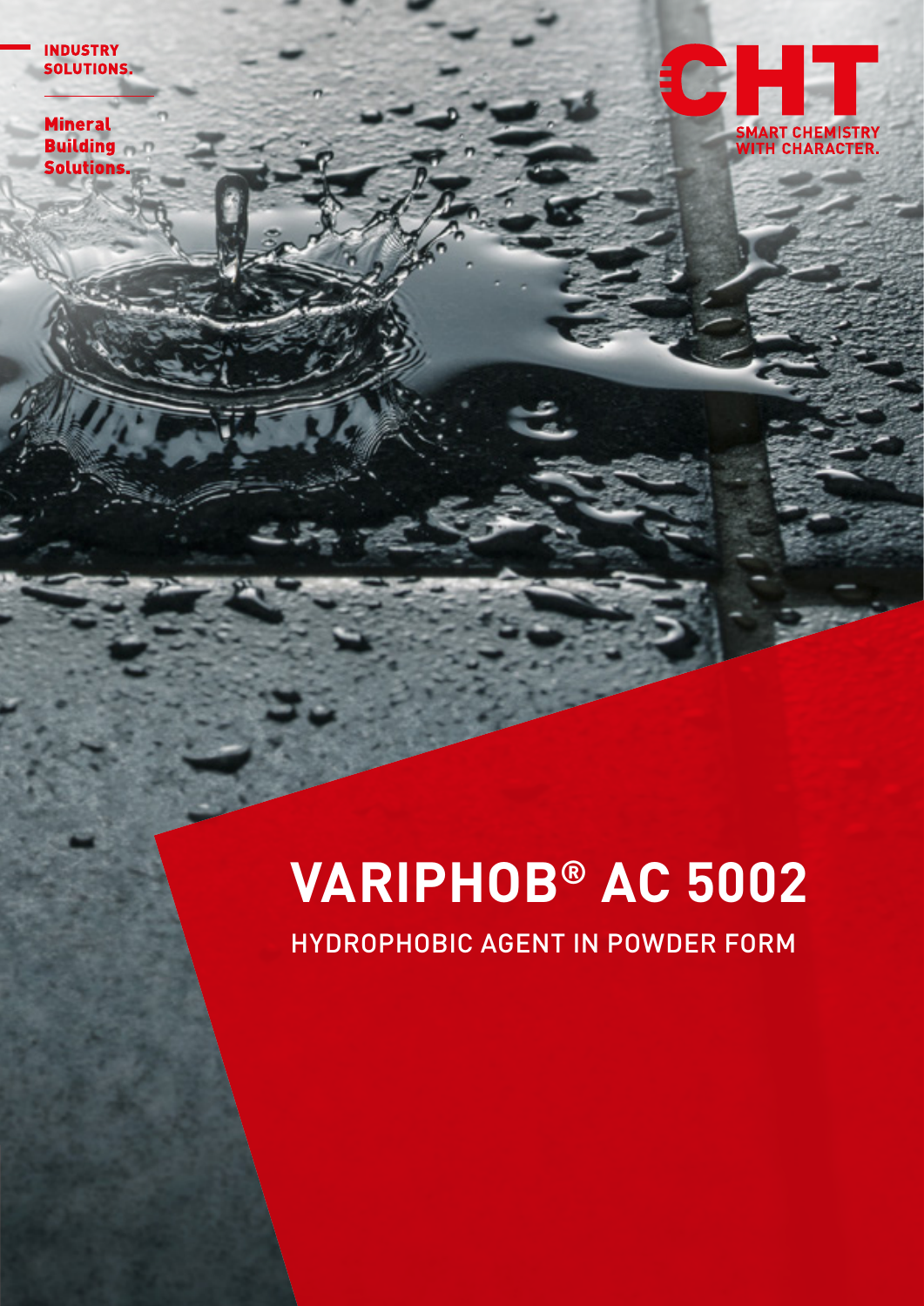INDUSTRY SOLUTIONS.

Mineral Building Solutions.

CHT

SMART CHEMISTRY WITH CHARACTER.

# VARIPHOB® AC 5002

HYDROPHOBIC AGENT IN POWDER FORM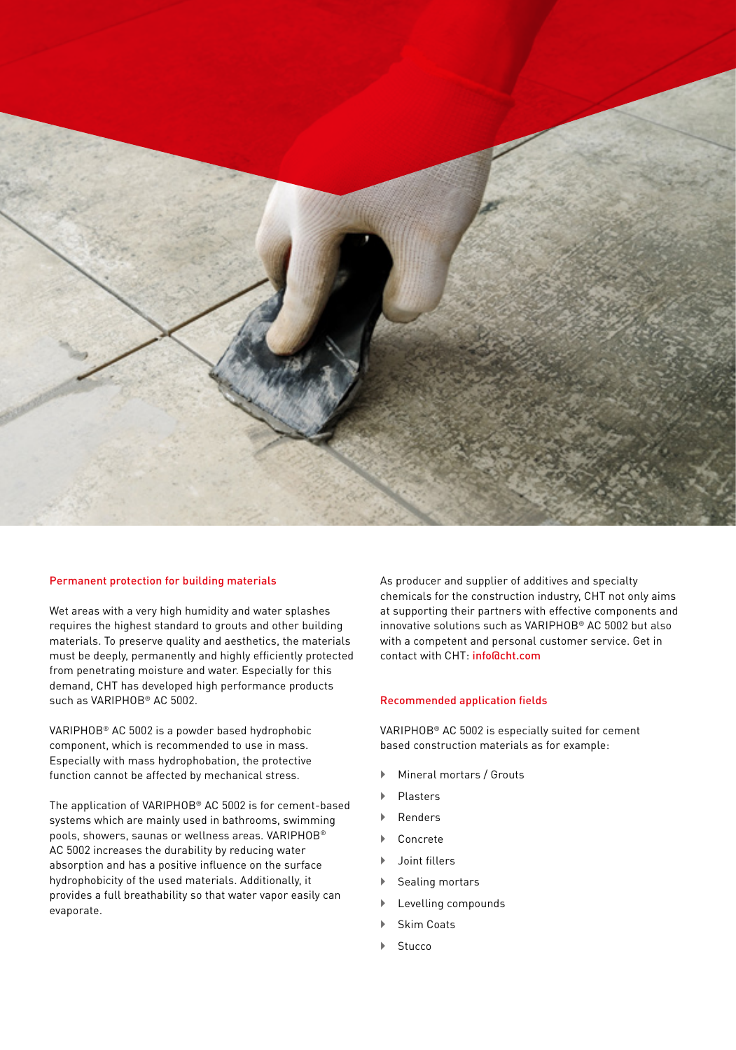## Permanent protection for building materials

Wet areas with a very high humidity and water splashes requires the highest standard to grouts and other building materials. To preserve quality and aesthetics, the materials must be deeply, permanently and highly efficiently protected from penetrating moisture and water. Especially for this demand, CHT has developed high performance products such as VARIPHOB® AC 5002.

VARIPHOB® AC 5002 is a powder based hydrophobic component, which is recommended to use in mass. Especially with mass hydrophobation, the protective function cannot be affected by mechanical stress.

The application of VARIPHOB® AC 5002 is for cement-based systems which are mainly used in bathrooms, swimming pools, showers, saunas or wellness areas. VARIPHOB® AC 5002 increases the durability by reducing water absorption and has a positive influence on the surface hydrophobicity of the used materials. Additionally, it provides a full breathability so that water vapor easily can evaporate.

As producer and supplier of additives and specialty chemicals for the construction industry, CHT not only aims at supporting their partners with effective components and innovative solutions such as VARIPHOB® AC 5002 but also with a competent and personal customer service. Get in contact with CHT: info@cht.com

## Recommended application fields

VARIPHOB® AC 5002 is especially suited for cement based construction materials as for example:

- Mineral mortars / Grouts
- Plasters
- Renders
- Concrete
- Joint fillers
- Sealing mortars
- Levelling compounds
- Skim Coats
- Stucco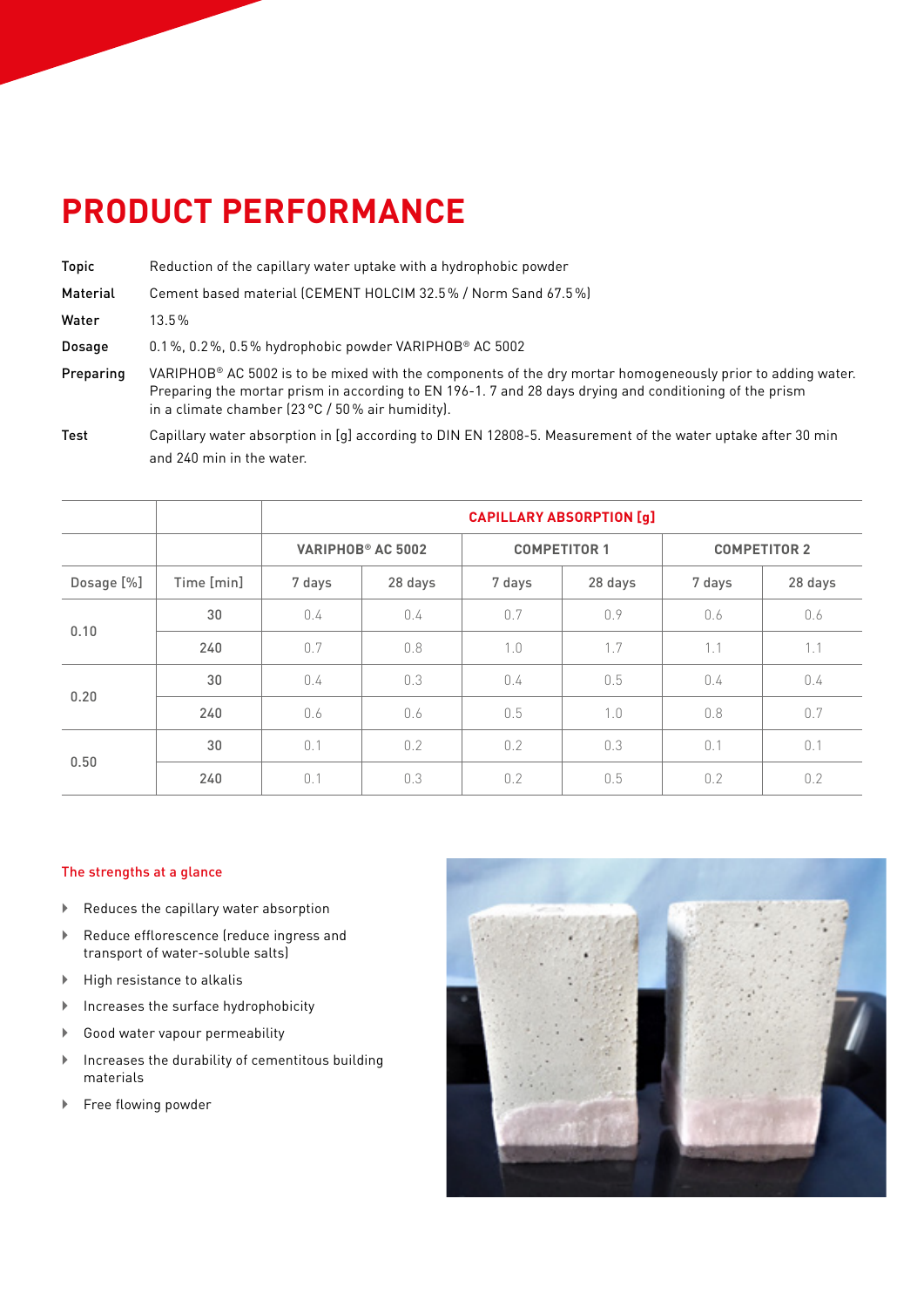# PRODUCT PERFORMANCE

**Topic** Reduction of the capillary water uptake with a hydrophobic powder

**Material** Cement based material (CEMENT HOLCIM 32.5 % / Norm Sand 67.5 %)

**Water** 13.5 %

**Dosage** 0.1 %, 0.2 %, 0.5 % hydrophobic powder VARIPHOB® AC 5002

**Preparing** VARIPHOB® AC 5002 is to be mixed with the components of the dry mortar homogeneously prior to adding water. Preparing the mortar prism in according to EN 196-1. 7 and 28 days drying and conditioning of the prism in a climate chamber (23 °C / 50 % air humidity).

**Test** Capillary water absorption in [g] according to DIN EN 12808-5. Measurement of the water uptake after 30 min and 240 min in the water.

| | | CAPILLARY ABSORPTION [g] | | | | | |
|---|---|---|---|---|---|---|---|
| | | VARIPHOB® AC 5002 | | COMPETITOR 1 | | COMPETITOR 2 | |
| Dosage [%] | Time [min] | 7 days | 28 days | 7 days | 28 days | 7 days | 28 days |
| 0.10 | 30 | 0.4 | 0.4 | 0.7 | 0.9 | 0.6 | 0.6 |
| | 240 | 0.7 | 0.8 | 1.0 | 1.7 | 1.1 | 1.1 |
| 0.20 | 30 | 0.4 | 0.3 | 0.4 | 0.5 | 0.4 | 0.4 |
| | 240 | 0.6 | 0.6 | 0.5 | 1.0 | 0.8 | 0.7 |
| 0.50 | 30 | 0.1 | 0.2 | 0.2 | 0.3 | 0.1 | 0.1 |
| | 240 | 0.1 | 0.3 | 0.2 | 0.5 | 0.2 | 0.2 |

### The strengths at a glance

- Reduces the capillary water absorption
- Reduce efflorescence (reduce ingress and transport of water-soluble salts)
- High resistance to alkalis
- Increases the surface hydrophobicity
- Good water vapour permeability
- Increases the durability of cementitous building materials
- Free flowing powder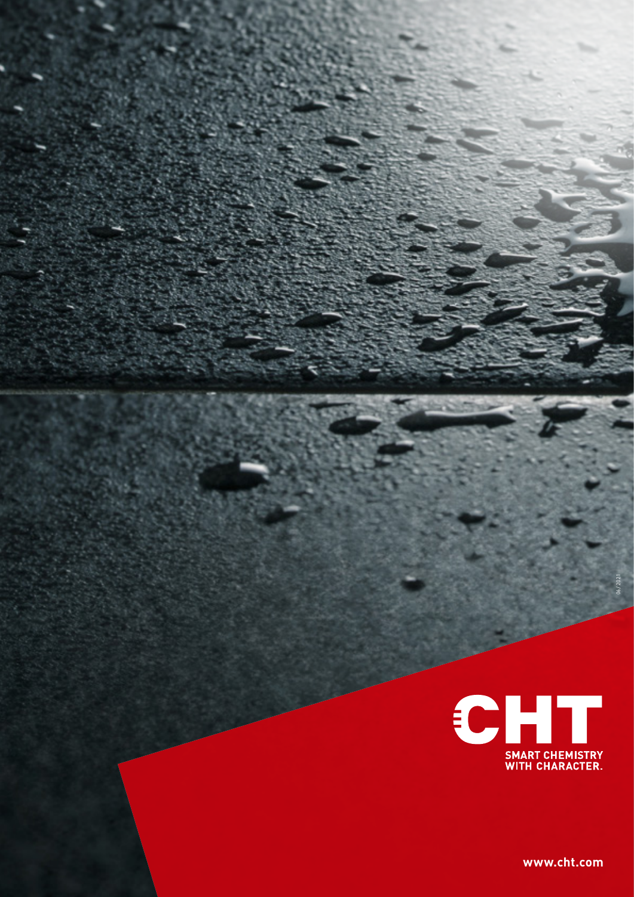CHT

SMART CHEMISTRY
WITH CHARACTER.

www.cht.com

06/2021